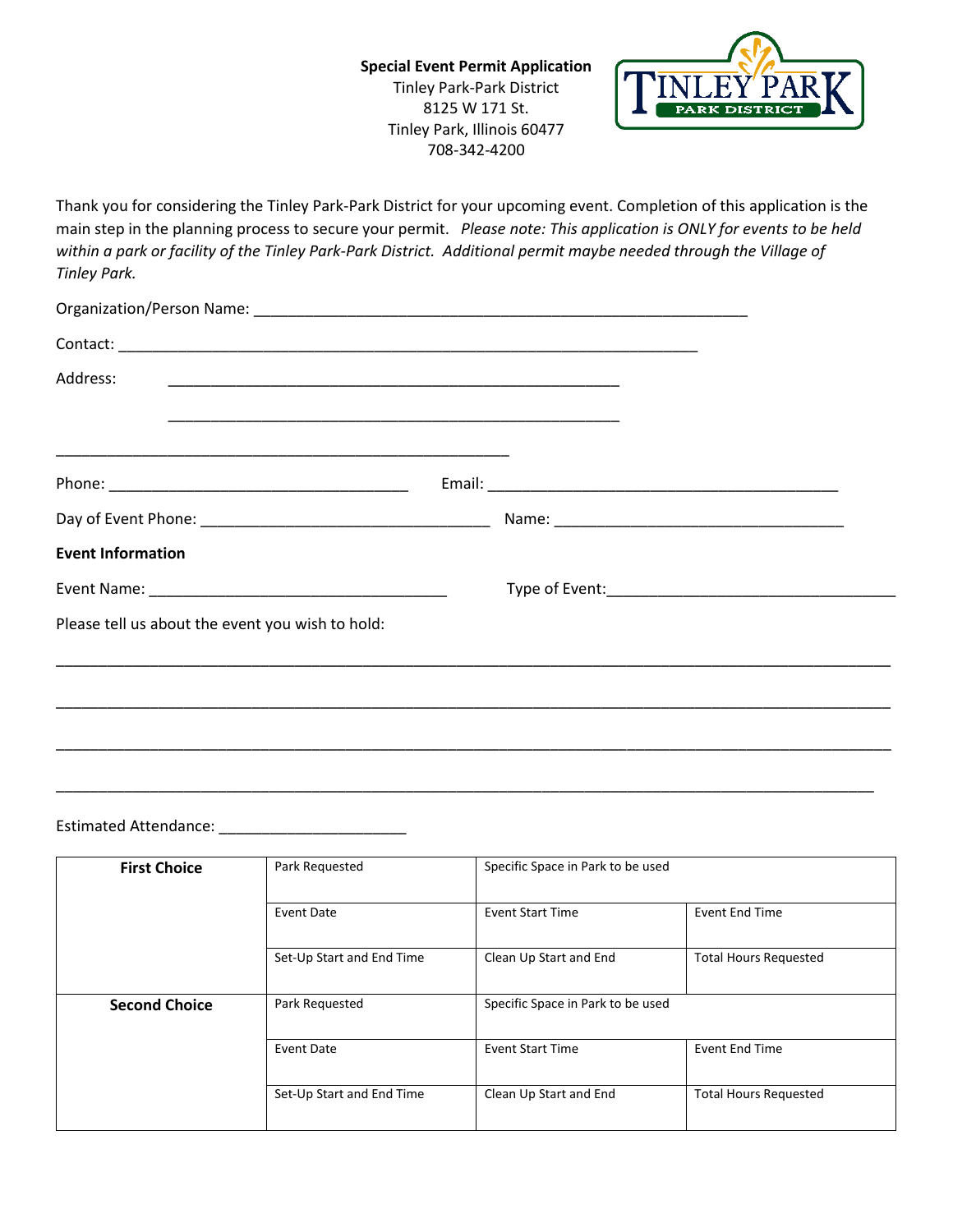**Special Event Permit Application**
Tinley Park-Park District
8125 W 171 St.
Tinley Park, Illinois 60477
708-342-4200

Thank you for considering the Tinley Park-Park District for your upcoming event. Completion of this application is the main step in the planning process to secure your permit. *Please note: This application is ONLY for events to be held within a park or facility of the Tinley Park-Park District. Additional permit maybe needed through the Village of Tinley Park.*

Organization/Person Name: ___________________________________________________________

Contact: ______________________________________________________________________

Address: _______________________________________________________

_______________________________________________________

_______________________________________________________

Phone: ____________________________________ Email: __________________________________________

Day of Event Phone: __________________________________ Name: __________________________________

**Event Information**

Event Name: ____________________________________ Type of Event: __________________________________

Please tell us about the event you wish to hold:

_____________________________________________________________________________________________________

_____________________________________________________________________________________________________

_____________________________________________________________________________________________________

_____________________________________________________________________________________________________

Estimated Attendance: ______________________

| | | | |
|---|---|---|---|
| **First Choice** | Park Requested | Specific Space in Park to be used | |
| | Event Date | Event Start Time | Event End Time |
| | Set-Up Start and End Time | Clean Up Start and End | Total Hours Requested |
| **Second Choice** | Park Requested | Specific Space in Park to be used | |
| | Event Date | Event Start Time | Event End Time |
| | Set-Up Start and End Time | Clean Up Start and End | Total Hours Requested |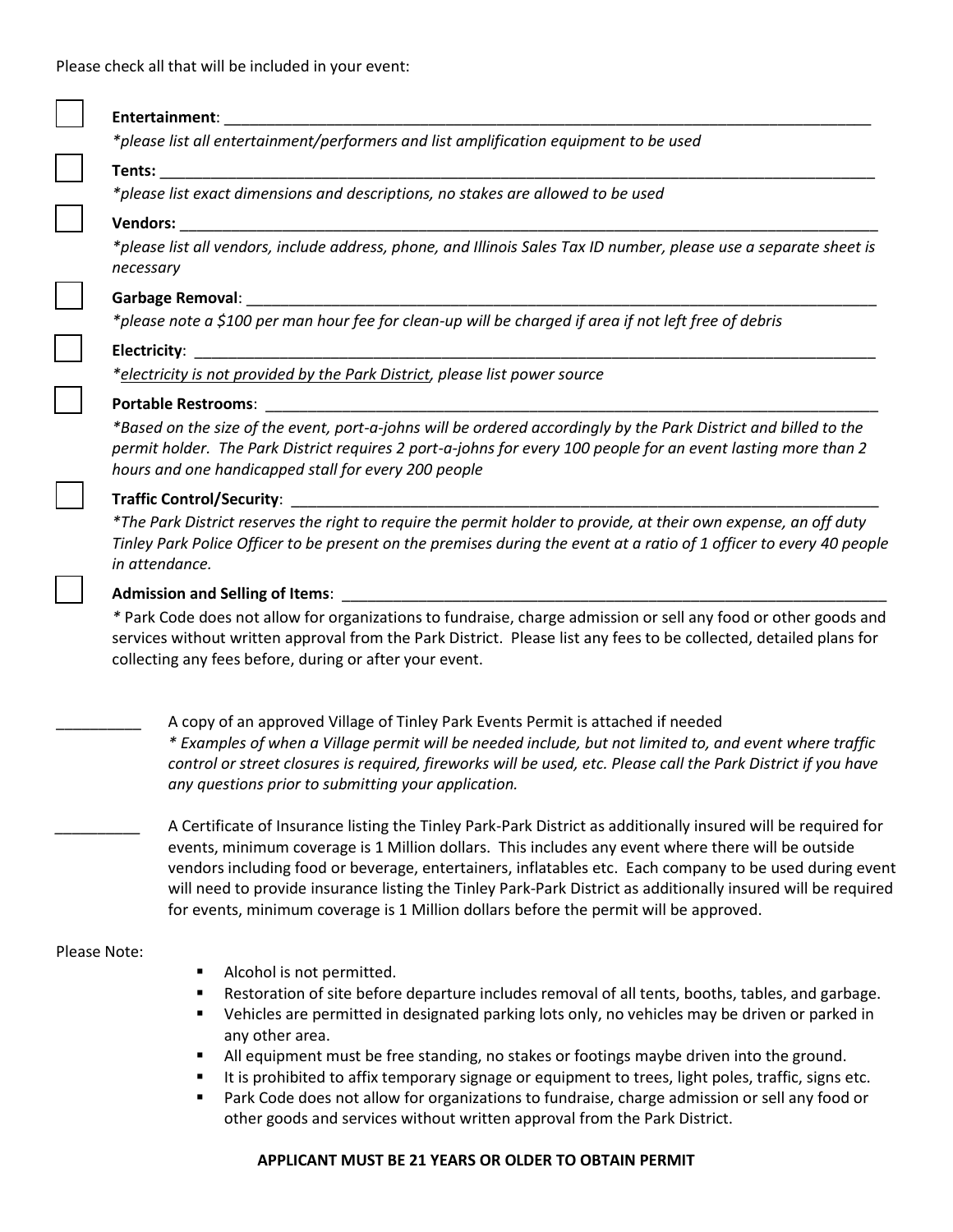Please check all that will be included in your event:

- [ ] **Entertainment**: ______________________________________________

  *\*please list all entertainment/performers and list amplification equipment to be used*

- [ ] **Tents:** ______________________________________________

  *\*please list exact dimensions and descriptions, no stakes are allowed to be used*

- [ ] **Vendors:** ______________________________________________

  *\*please list all vendors, include address, phone, and Illinois Sales Tax ID number, please use a separate sheet is necessary*

- [ ] **Garbage Removal**: ______________________________________________

  *\*please note a $100 per man hour fee for clean-up will be charged if area if not left free of debris*

- [ ] **Electricity**: ______________________________________________

  *\*electricity is not provided by the Park District, please list power source*

- [ ] **Portable Restrooms**: ______________________________________________

  *\*Based on the size of the event, port-a-johns will be ordered accordingly by the Park District and billed to the permit holder. The Park District requires 2 port-a-johns for every 100 people for an event lasting more than 2 hours and one handicapped stall for every 200 people*

- [ ] **Traffic Control/Security**: ______________________________________________

  *\*The Park District reserves the right to require the permit holder to provide, at their own expense, an off duty Tinley Park Police Officer to be present on the premises during the event at a ratio of 1 officer to every 40 people in attendance.*

- [ ] **Admission and Selling of Items**: ______________________________________________

  \* Park Code does not allow for organizations to fundraise, charge admission or sell any food or other goods and services without written approval from the Park District. Please list any fees to be collected, detailed plans for collecting any fees before, during or after your event.

__________ A copy of an approved Village of Tinley Park Events Permit is attached if needed

*\* Examples of when a Village permit will be needed include, but not limited to, and event where traffic control or street closures is required, fireworks will be used, etc. Please call the Park District if you have any questions prior to submitting your application.*

__________ A Certificate of Insurance listing the Tinley Park-Park District as additionally insured will be required for events, minimum coverage is 1 Million dollars. This includes any event where there will be outside vendors including food or beverage, entertainers, inflatables etc. Each company to be used during event will need to provide insurance listing the Tinley Park-Park District as additionally insured will be required for events, minimum coverage is 1 Million dollars before the permit will be approved.

Please Note:

- Alcohol is not permitted.
- Restoration of site before departure includes removal of all tents, booths, tables, and garbage.
- Vehicles are permitted in designated parking lots only, no vehicles may be driven or parked in any other area.
- All equipment must be free standing, no stakes or footings maybe driven into the ground.
- It is prohibited to affix temporary signage or equipment to trees, light poles, traffic, signs etc.
- Park Code does not allow for organizations to fundraise, charge admission or sell any food or other goods and services without written approval from the Park District.

**APPLICANT MUST BE 21 YEARS OR OLDER TO OBTAIN PERMIT**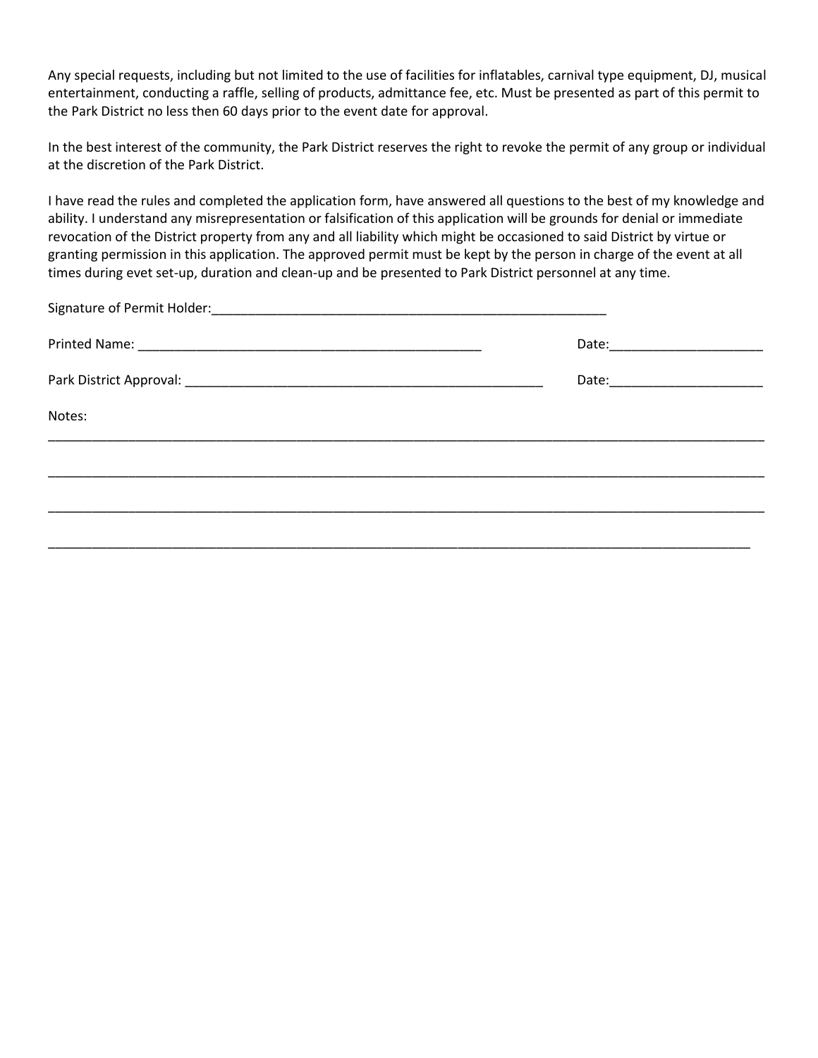Any special requests, including but not limited to the use of facilities for inflatables, carnival type equipment, DJ, musical entertainment, conducting a raffle, selling of products, admittance fee, etc. Must be presented as part of this permit to the Park District no less then 60 days prior to the event date for approval.

In the best interest of the community, the Park District reserves the right to revoke the permit of any group or individual at the discretion of the Park District.

I have read the rules and completed the application form, have answered all questions to the best of my knowledge and ability. I understand any misrepresentation or falsification of this application will be grounds for denial or immediate revocation of the District property from any and all liability which might be occasioned to said District by virtue or granting permission in this application. The approved permit must be kept by the person in charge of the event at all times during evet set-up, duration and clean-up and be presented to Park District personnel at any time.

Signature of Permit Holder:_________________________________________________________

Printed Name: _________________________________________________ Date:_____________________

Park District Approval: ____________________________________________________ Date:_____________________

Notes:
_____________________________________________________________________________________________________

_____________________________________________________________________________________________________

_____________________________________________________________________________________________________

___________________________________________________________________________________________________